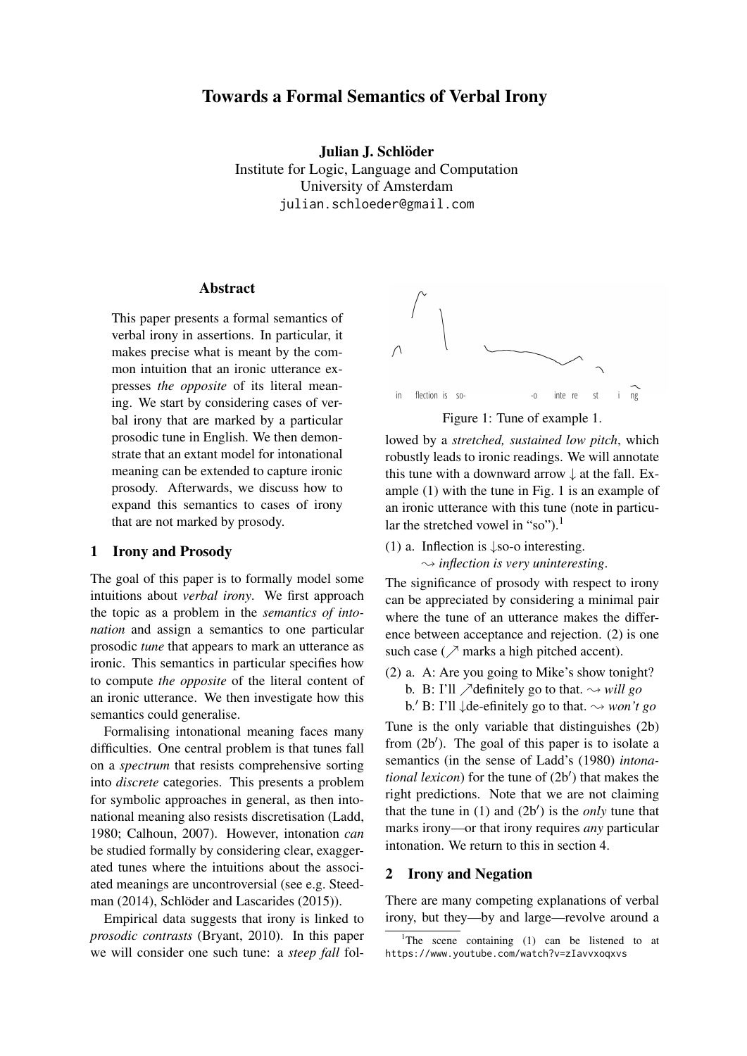# Towards a Formal Semantics of Verbal Irony

**Julian J. Schlöder**
Institute for Logic, Language and Computation
University of Amsterdam
julian.schloeder@gmail.com

## Abstract

This paper presents a formal semantics of verbal irony in assertions. In particular, it makes precise what is meant by the common intuition that an ironic utterance expresses *the opposite* of its literal meaning. We start by considering cases of verbal irony that are marked by a particular prosodic tune in English. We then demonstrate that an extant model for intonational meaning can be extended to capture ironic prosody. Afterwards, we discuss how to expand this semantics to cases of irony that are not marked by prosody.

## 1 Irony and Prosody

The goal of this paper is to formally model some intuitions about *verbal irony*. We first approach the topic as a problem in the *semantics of intonation* and assign a semantics to one particular prosodic *tune* that appears to mark an utterance as ironic. This semantics in particular specifies how to compute *the opposite* of the literal content of an ironic utterance. We then investigate how this semantics could generalise.

Formalising intonational meaning faces many difficulties. One central problem is that tunes fall on a *spectrum* that resists comprehensive sorting into *discrete* categories. This presents a problem for symbolic approaches in general, as then intonational meaning also resists discretisation (Ladd, 1980; Calhoun, 2007). However, intonation *can* be studied formally by considering clear, exaggerated tunes where the intuitions about the associated meanings are uncontroversial (see e.g. Steedman (2014), Schlöder and Lascarides (2015)).

Empirical data suggests that irony is linked to *prosodic contrasts* (Bryant, 2010). In this paper we will consider one such tune: a *steep fall* followed by a *stretched, sustained low pitch*, which robustly leads to ironic readings. We will annotate this tune with a downward arrow ↓ at the fall. Example (1) with the tune in Fig. 1 is an example of an ironic utterance with this tune (note in particular the stretched vowel in "so").[1]

in flection is so- -o inte re st i ng

Figure 1: Tune of example 1.

(1) a. Inflection is ↓so-o interesting.
⇝ *inflection is very uninteresting*.

The significance of prosody with respect to irony can be appreciated by considering a minimal pair where the tune of an utterance makes the difference between acceptance and rejection. (2) is one such case (↗ marks a high pitched accent).

(2) a. A: Are you going to Mike's show tonight?
b. B: I'll ↗definitely go to that. ⇝ *will go*
b.′ B: I'll ↓de-efinitely go to that. ⇝ *won't go*

Tune is the only variable that distinguishes (2b) from (2b′). The goal of this paper is to isolate a semantics (in the sense of Ladd's (1980) *intonational lexicon*) for the tune of (2b′) that makes the right predictions. Note that we are not claiming that the tune in (1) and (2b′) is the *only* tune that marks irony—or that irony requires *any* particular intonation. We return to this in section 4.

## 2 Irony and Negation

There are many competing explanations of verbal irony, but they—by and large—revolve around a

[1] The scene containing (1) can be listened to at https://www.youtube.com/watch?v=zIavvxoqxvs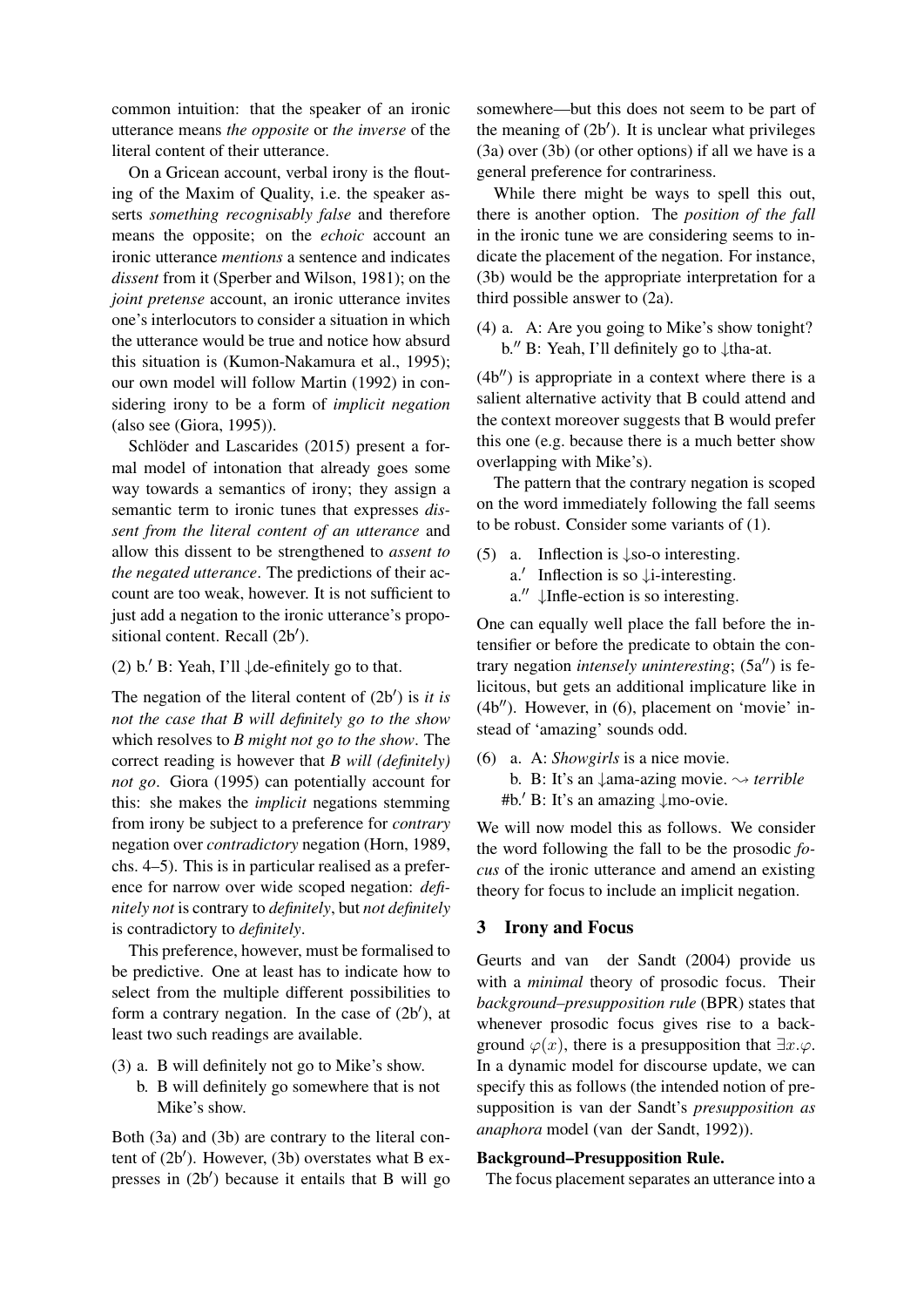common intuition: that the speaker of an ironic utterance means *the opposite* or *the inverse* of the literal content of their utterance.

On a Gricean account, verbal irony is the flouting of the Maxim of Quality, i.e. the speaker asserts *something recognisably false* and therefore means the opposite; on the *echoic* account an ironic utterance *mentions* a sentence and indicates *dissent* from it (Sperber and Wilson, 1981); on the *joint pretense* account, an ironic utterance invites one's interlocutors to consider a situation in which the utterance would be true and notice how absurd this situation is (Kumon-Nakamura et al., 1995); our own model will follow Martin (1992) in considering irony to be a form of *implicit negation* (also see (Giora, 1995)).

Schlöder and Lascarides (2015) present a formal model of intonation that already goes some way towards a semantics of irony; they assign a semantic term to ironic tunes that expresses *dissent from the literal content of an utterance* and allow this dissent to be strengthened to *assent to the negated utterance*. The predictions of their account are too weak, however. It is not sufficient to just add a negation to the ironic utterance's propositional content. Recall (2b′).

(2) b.′ B: Yeah, I'll ↓de-efinitely go to that.

The negation of the literal content of (2b′) is *it is not the case that B will definitely go to the show* which resolves to *B might not go to the show*. The correct reading is however that *B will (definitely) not go*. Giora (1995) can potentially account for this: she makes the *implicit* negations stemming from irony be subject to a preference for *contrary* negation over *contradictory* negation (Horn, 1989, chs. 4–5). This is in particular realised as a preference for narrow over wide scoped negation: *definitely not* is contrary to *definitely*, but *not definitely* is contradictory to *definitely*.

This preference, however, must be formalised to be predictive. One at least has to indicate how to select from the multiple different possibilities to form a contrary negation. In the case of (2b′), at least two such readings are available.

(3) a. B will definitely not go to Mike's show.
    b. B will definitely go somewhere that is not Mike's show.

Both (3a) and (3b) are contrary to the literal content of (2b′). However, (3b) overstates what B expresses in (2b′) because it entails that B will go somewhere—but this does not seem to be part of the meaning of (2b′). It is unclear what privileges (3a) over (3b) (or other options) if all we have is a general preference for contrariness.

While there might be ways to spell this out, there is another option. The *position of the fall* in the ironic tune we are considering seems to indicate the placement of the negation. For instance, (3b) would be the appropriate interpretation for a third possible answer to (2a).

(4) a. A: Are you going to Mike's show tonight?
    b.′′ B: Yeah, I'll definitely go to ↓tha-at.

(4b′′) is appropriate in a context where there is a salient alternative activity that B could attend and the context moreover suggests that B would prefer this one (e.g. because there is a much better show overlapping with Mike's).

The pattern that the contrary negation is scoped on the word immediately following the fall seems to be robust. Consider some variants of (1).

(5) a. Inflection is ↓so-o interesting.
    a.′ Inflection is so ↓i-interesting.
    a.′′ ↓Infle-ection is so interesting.

One can equally well place the fall before the intensifier or before the predicate to obtain the contrary negation *intensely uninteresting*; (5a′′) is felicitous, but gets an additional implicature like in (4b′′). However, in (6), placement on 'movie' instead of 'amazing' sounds odd.

(6) a. A: *Showgirls* is a nice movie.
    b. B: It's an ↓ama-azing movie. $\rightsquigarrow$ *terrible*
    #b.′ B: It's an amazing ↓mo-ovie.

We will now model this as follows. We consider the word following the fall to be the prosodic *focus* of the ironic utterance and amend an existing theory for focus to include an implicit negation.

## 3 Irony and Focus

Geurts and van der Sandt (2004) provide us with a *minimal* theory of prosodic focus. Their *background–presupposition rule* (BPR) states that whenever prosodic focus gives rise to a background $\varphi(x)$, there is a presupposition that $\exists x.\varphi$. In a dynamic model for discourse update, we can specify this as follows (the intended notion of presupposition is van der Sandt's *presupposition as anaphora* model (van der Sandt, 1992)).

**Background–Presupposition Rule.**
The focus placement separates an utterance into a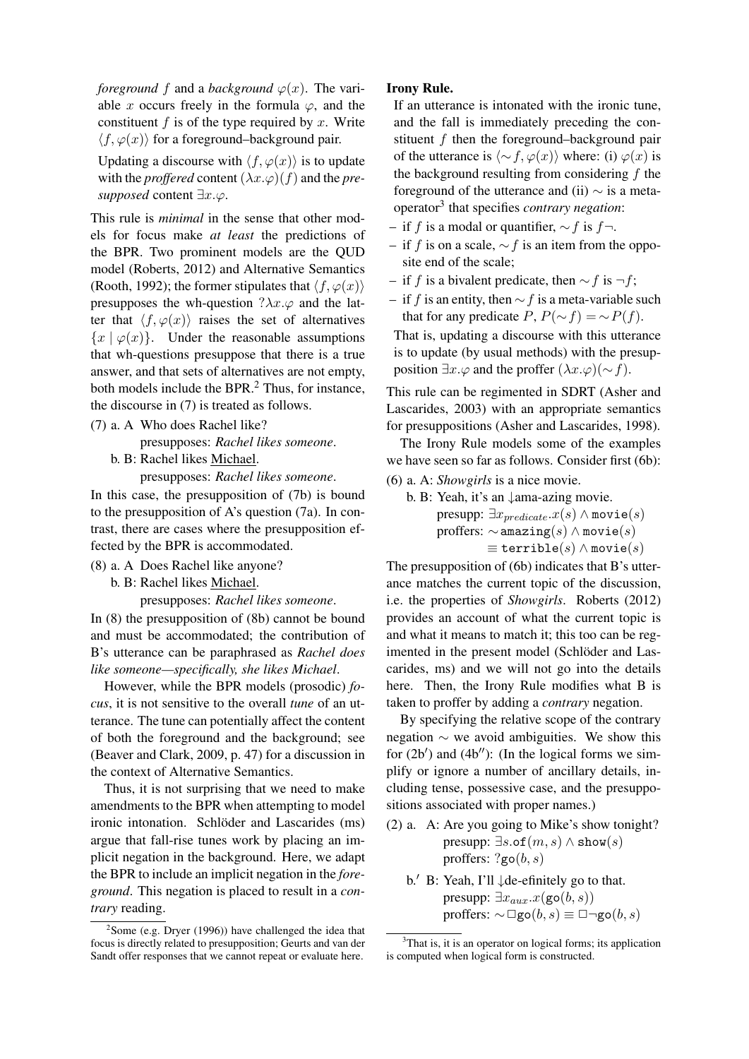*foreground* $f$ and a *background* $\varphi(x)$. The variable $x$ occurs freely in the formula $\varphi$, and the constituent $f$ is of the type required by $x$. Write $\langle f, \varphi(x)\rangle$ for a foreground–background pair.

Updating a discourse with $\langle f, \varphi(x)\rangle$ is to update with the *proffered* content $(\lambda x.\varphi)(f)$ and the *presupposed* content $\exists x.\varphi$.

This rule is *minimal* in the sense that other models for focus make *at least* the predictions of the BPR. Two prominent models are the QUD model (Roberts, 2012) and Alternative Semantics (Rooth, 1992); the former stipulates that $\langle f, \varphi(x)\rangle$ presupposes the wh-question $?\lambda x.\varphi$ and the latter that $\langle f, \varphi(x)\rangle$ raises the set of alternatives $\{x \mid \varphi(x)\}$. Under the reasonable assumptions that wh-questions presuppose that there is a true answer, and that sets of alternatives are not empty, both models include the BPR.[2] Thus, for instance, the discourse in (7) is treated as follows.

(7) a. A Who does Rachel like?
presupposes: *Rachel likes someone*.
b. B: Rachel likes Michael.
presupposes: *Rachel likes someone*.

In this case, the presupposition of (7b) is bound to the presupposition of A's question (7a). In contrast, there are cases where the presupposition effected by the BPR is accommodated.

(8) a. A Does Rachel like anyone?
b. B: Rachel likes Michael.
presupposes: *Rachel likes someone*.

In (8) the presupposition of (8b) cannot be bound and must be accommodated; the contribution of B's utterance can be paraphrased as *Rachel does like someone—specifically, she likes Michael*.

However, while the BPR models (prosodic) *focus*, it is not sensitive to the overall *tune* of an utterance. The tune can potentially affect the content of both the foreground and the background; see (Beaver and Clark, 2009, p. 47) for a discussion in the context of Alternative Semantics.

Thus, it is not surprising that we need to make amendments to the BPR when attempting to model ironic intonation. Schlöder and Lascarides (ms) argue that fall-rise tunes work by placing an implicit negation in the background. Here, we adapt the BPR to include an implicit negation in the *foreground*. This negation is placed to result in a *contrary* reading.

[2] Some (e.g. Dryer (1996)) have challenged the idea that focus is directly related to presupposition; Geurts and van der Sandt offer responses that we cannot repeat or evaluate here.

**Irony Rule.**

If an utterance is intonated with the ironic tune, and the fall is immediately preceding the constituent $f$ then the foreground–background pair of the utterance is $\langle \sim f, \varphi(x)\rangle$ where: (i) $\varphi(x)$ is the background resulting from considering $f$ the foreground of the utterance and (ii) $\sim$ is a meta-operator[3] that specifies *contrary negation*:

- if $f$ is a modal or quantifier, $\sim f$ is $f\neg$.
- if $f$ is on a scale, $\sim f$ is an item from the opposite end of the scale;
- if $f$ is a bivalent predicate, then $\sim f$ is $\neg f$;
- if $f$ is an entity, then $\sim f$ is a meta-variable such that for any predicate $P$, $P(\sim f) = \sim P(f)$.

That is, updating a discourse with this utterance is to update (by usual methods) with the presupposition $\exists x.\varphi$ and the proffer $(\lambda x.\varphi)(\sim f)$.

This rule can be regimented in SDRT (Asher and Lascarides, 2003) with an appropriate semantics for presuppositions (Asher and Lascarides, 1998).

The Irony Rule models some of the examples we have seen so far as follows. Consider first (6b):

(6) a. A: *Showgirls* is a nice movie.
b. B: Yeah, it's an ↓ama-azing movie.
presupp: $\exists x_{predicate}.x(s) \wedge \texttt{movie}(s)$
proffers: $\sim\texttt{amazing}(s) \wedge \texttt{movie}(s)$
$\equiv \texttt{terrible}(s) \wedge \texttt{movie}(s)$

The presupposition of (6b) indicates that B's utterance matches the current topic of the discussion, i.e. the properties of *Showgirls*. Roberts (2012) provides an account of what the current topic is and what it means to match it; this too can be regimented in the present model (Schlöder and Lascarides, ms) and we will not go into the details here. Then, the Irony Rule modifies what B is taken to proffer by adding a *contrary* negation.

By specifying the relative scope of the contrary negation $\sim$ we avoid ambiguities. We show this for (2b′) and (4b″): (In the logical forms we simplify or ignore a number of ancillary details, including tense, possessive case, and the presuppositions associated with proper names.)

(2) a. A: Are you going to Mike's show tonight?
presupp: $\exists s.\texttt{of}(m, s) \wedge \texttt{show}(s)$
proffers: $?\texttt{go}(b, s)$
b.′ B: Yeah, I'll ↓de-efinitely go to that.
presupp: $\exists x_{aux}.x(\texttt{go}(b, s))$
proffers: $\sim\Box\texttt{go}(b, s) \equiv \Box\neg\texttt{go}(b, s)$

[3] That is, it is an operator on logical forms; its application is computed when logical form is constructed.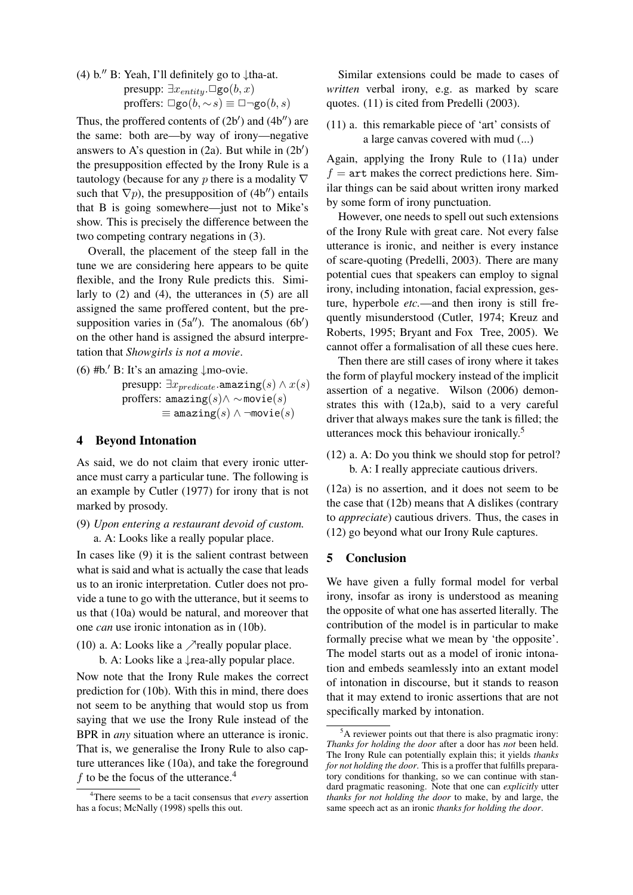(4) b.″ B: Yeah, I'll definitely go to ↓tha-at.

presupp: $\exists x_{entity}.\Box\texttt{go}(b, x)$

proffers: $\Box\texttt{go}(b, {\sim} s) \equiv \Box\neg\texttt{go}(b, s)$

Thus, the proffered contents of (2b′) and (4b″) are the same: both are—by way of irony—negative answers to A's question in (2a). But while in (2b′) the presupposition effected by the Irony Rule is a tautology (because for any $p$ there is a modality $\nabla$ such that $\nabla p$), the presupposition of (4b″) entails that B is going somewhere—just not to Mike's show. This is precisely the difference between the two competing contrary negations in (3).

Overall, the placement of the steep fall in the tune we are considering here appears to be quite flexible, and the Irony Rule predicts this. Similarly to (2) and (4), the utterances in (5) are all assigned the same proffered content, but the presupposition varies in (5a″). The anomalous (6b′) on the other hand is assigned the absurd interpretation that *Showgirls is not a movie*.

(6) #b.′ B: It's an amazing ↓mo-ovie.

presupp: $\exists x_{predicate}.\texttt{amazing}(s) \wedge x(s)$

proffers: $\texttt{amazing}(s) \wedge {\sim}\texttt{movie}(s)$
$\equiv \texttt{amazing}(s) \wedge \neg\texttt{movie}(s)$

## 4 Beyond Intonation

As said, we do not claim that every ironic utterance must carry a particular tune. The following is an example by Cutler (1977) for irony that is not marked by prosody.

(9) *Upon entering a restaurant devoid of custom.*
a. A: Looks like a really popular place.

In cases like (9) it is the salient contrast between what is said and what is actually the case that leads us to an ironic interpretation. Cutler does not provide a tune to go with the utterance, but it seems to us that (10a) would be natural, and moreover that one *can* use ironic intonation as in (10b).

(10) a. A: Looks like a ↗really popular place.
b. A: Looks like a ↓rea-ally popular place.

Now note that the Irony Rule makes the correct prediction for (10b). With this in mind, there does not seem to be anything that would stop us from saying that we use the Irony Rule instead of the BPR in *any* situation where an utterance is ironic. That is, we generalise the Irony Rule to also capture utterances like (10a), and take the foreground $f$ to be the focus of the utterance.[4]

Similar extensions could be made to cases of *written* verbal irony, e.g. as marked by scare quotes. (11) is cited from Predelli (2003).

(11) a. this remarkable piece of 'art' consists of a large canvas covered with mud (...)

Again, applying the Irony Rule to (11a) under $f = \texttt{art}$ makes the correct predictions here. Similar things can be said about written irony marked by some form of irony punctuation.

However, one needs to spell out such extensions of the Irony Rule with great care. Not every false utterance is ironic, and neither is every instance of scare-quoting (Predelli, 2003). There are many potential cues that speakers can employ to signal irony, including intonation, facial expression, gesture, hyperbole *etc.*—and then irony is still frequently misunderstood (Cutler, 1974; Kreuz and Roberts, 1995; Bryant and Fox Tree, 2005). We cannot offer a formalisation of all these cues here.

Then there are still cases of irony where it takes the form of playful mockery instead of the implicit assertion of a negative. Wilson (2006) demonstrates this with (12a,b), said to a very careful driver that always makes sure the tank is filled; the utterances mock this behaviour ironically.[5]

(12) a. A: Do you think we should stop for petrol?
b. A: I really appreciate cautious drivers.

(12a) is no assertion, and it does not seem to be the case that (12b) means that A dislikes (contrary to *appreciate*) cautious drivers. Thus, the cases in (12) go beyond what our Irony Rule captures.

## 5 Conclusion

We have given a fully formal model for verbal irony, insofar as irony is understood as meaning the opposite of what one has asserted literally. The contribution of the model is in particular to make formally precise what we mean by 'the opposite'. The model starts out as a model of ironic intonation and embeds seamlessly into an extant model of intonation in discourse, but it stands to reason that it may extend to ironic assertions that are not specifically marked by intonation.

[4] There seems to be a tacit consensus that *every* assertion has a focus; McNally (1998) spells this out.

[5] A reviewer points out that there is also pragmatic irony: *Thanks for holding the door* after a door has *not* been held. The Irony Rule can potentially explain this; it yields *thanks for not holding the door*. This is a proffer that fulfills preparatory conditions for thanking, so we can continue with standard pragmatic reasoning. Note that one can *explicitly* utter *thanks for not holding the door* to make, by and large, the same speech act as an ironic *thanks for holding the door*.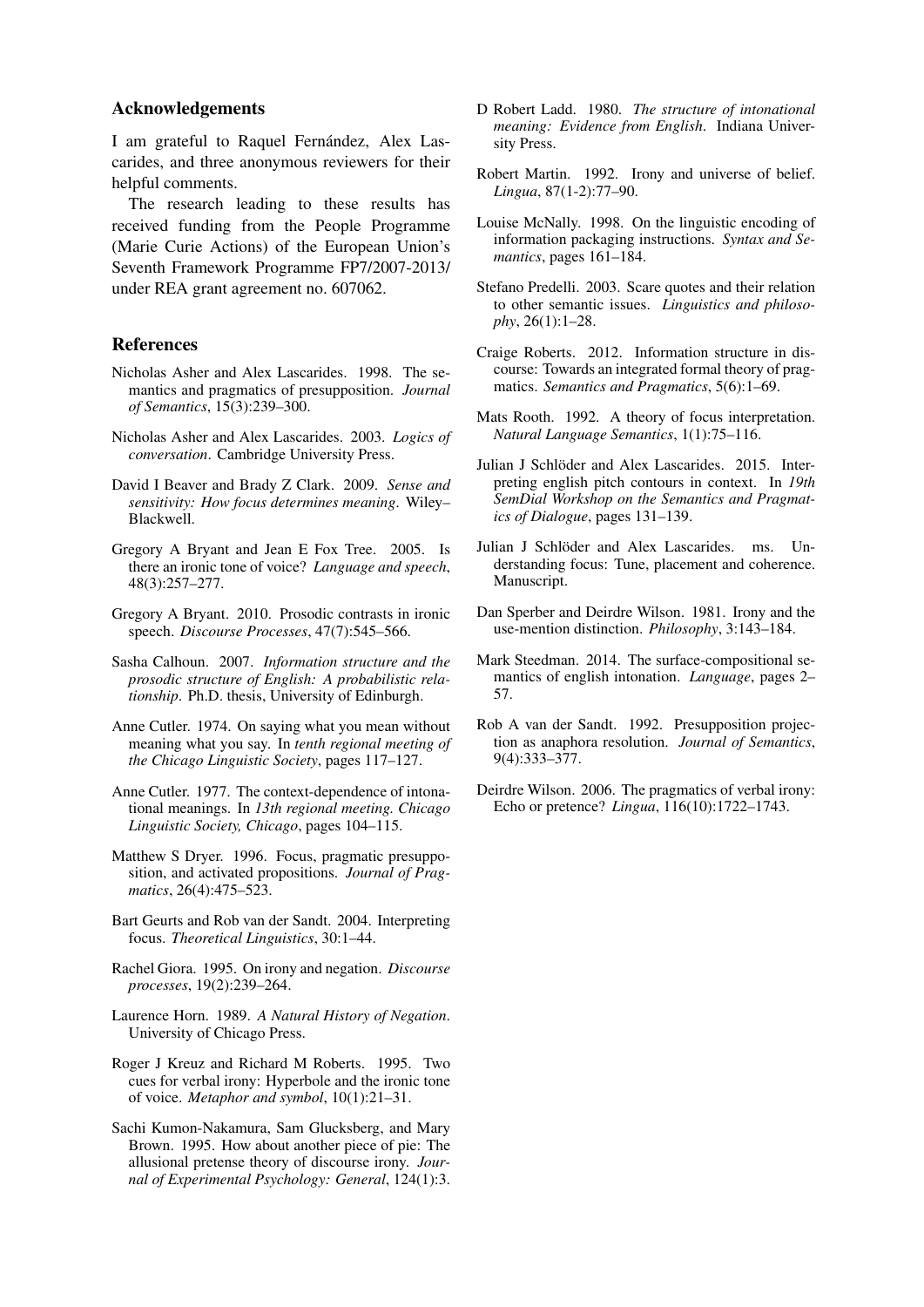## Acknowledgements

I am grateful to Raquel Fernández, Alex Lascarides, and three anonymous reviewers for their helpful comments.

The research leading to these results has received funding from the People Programme (Marie Curie Actions) of the European Union's Seventh Framework Programme FP7/2007-2013/ under REA grant agreement no. 607062.

## References

Nicholas Asher and Alex Lascarides. 1998. The semantics and pragmatics of presupposition. *Journal of Semantics*, 15(3):239–300.

Nicholas Asher and Alex Lascarides. 2003. *Logics of conversation*. Cambridge University Press.

David I Beaver and Brady Z Clark. 2009. *Sense and sensitivity: How focus determines meaning*. Wiley–Blackwell.

Gregory A Bryant and Jean E Fox Tree. 2005. Is there an ironic tone of voice? *Language and speech*, 48(3):257–277.

Gregory A Bryant. 2010. Prosodic contrasts in ironic speech. *Discourse Processes*, 47(7):545–566.

Sasha Calhoun. 2007. *Information structure and the prosodic structure of English: A probabilistic relationship*. Ph.D. thesis, University of Edinburgh.

Anne Cutler. 1974. On saying what you mean without meaning what you say. In *tenth regional meeting of the Chicago Linguistic Society*, pages 117–127.

Anne Cutler. 1977. The context-dependence of intonational meanings. In *13th regional meeting. Chicago Linguistic Society, Chicago*, pages 104–115.

Matthew S Dryer. 1996. Focus, pragmatic presupposition, and activated propositions. *Journal of Pragmatics*, 26(4):475–523.

Bart Geurts and Rob van der Sandt. 2004. Interpreting focus. *Theoretical Linguistics*, 30:1–44.

Rachel Giora. 1995. On irony and negation. *Discourse processes*, 19(2):239–264.

Laurence Horn. 1989. *A Natural History of Negation*. University of Chicago Press.

Roger J Kreuz and Richard M Roberts. 1995. Two cues for verbal irony: Hyperbole and the ironic tone of voice. *Metaphor and symbol*, 10(1):21–31.

Sachi Kumon-Nakamura, Sam Glucksberg, and Mary Brown. 1995. How about another piece of pie: The allusional pretense theory of discourse irony. *Journal of Experimental Psychology: General*, 124(1):3.

D Robert Ladd. 1980. *The structure of intonational meaning: Evidence from English*. Indiana University Press.

Robert Martin. 1992. Irony and universe of belief. *Lingua*, 87(1-2):77–90.

Louise McNally. 1998. On the linguistic encoding of information packaging instructions. *Syntax and Semantics*, pages 161–184.

Stefano Predelli. 2003. Scare quotes and their relation to other semantic issues. *Linguistics and philosophy*, 26(1):1–28.

Craige Roberts. 2012. Information structure in discourse: Towards an integrated formal theory of pragmatics. *Semantics and Pragmatics*, 5(6):1–69.

Mats Rooth. 1992. A theory of focus interpretation. *Natural Language Semantics*, 1(1):75–116.

Julian J Schlöder and Alex Lascarides. 2015. Interpreting english pitch contours in context. In *19th SemDial Workshop on the Semantics and Pragmatics of Dialogue*, pages 131–139.

Julian J Schlöder and Alex Lascarides. ms. Understanding focus: Tune, placement and coherence. Manuscript.

Dan Sperber and Deirdre Wilson. 1981. Irony and the use-mention distinction. *Philosophy*, 3:143–184.

Mark Steedman. 2014. The surface-compositional semantics of english intonation. *Language*, pages 2–57.

Rob A van der Sandt. 1992. Presupposition projection as anaphora resolution. *Journal of Semantics*, 9(4):333–377.

Deirdre Wilson. 2006. The pragmatics of verbal irony: Echo or pretence? *Lingua*, 116(10):1722–1743.